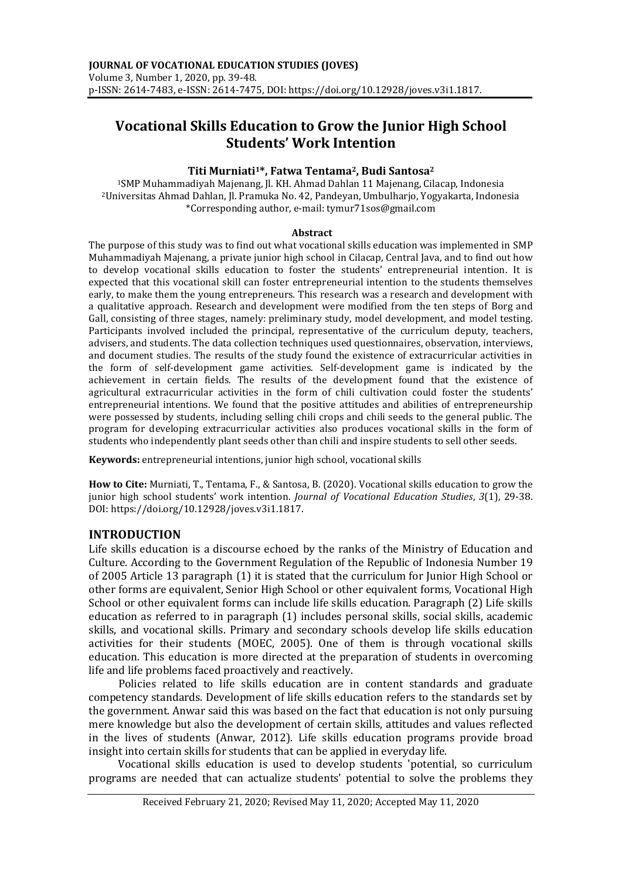# Vocational Skills Education to Grow the Junior High School Students' Work Intention

**Titi Murniati[1]\*, Fatwa Tentama[2], Budi Santosa[2]**

[1]SMP Muhammadiyah Majenang, Jl. KH. Ahmad Dahlan 11 Majenang, Cilacap, Indonesia
[2]Universitas Ahmad Dahlan, Jl. Pramuka No. 42, Pandeyan, Umbulharjo, Yogyakarta, Indonesia
\*Corresponding author, e-mail: tymur71sos@gmail.com

### Abstract

The purpose of this study was to find out what vocational skills education was implemented in SMP Muhammadiyah Majenang, a private junior high school in Cilacap, Central Java, and to find out how to develop vocational skills education to foster the students' entrepreneurial intention. It is expected that this vocational skill can foster entrepreneurial intention to the students themselves early, to make them the young entrepreneurs. This research was a research and development with a qualitative approach. Research and development were modified from the ten steps of Borg and Gall, consisting of three stages, namely: preliminary study, model development, and model testing. Participants involved included the principal, representative of the curriculum deputy, teachers, advisers, and students. The data collection techniques used questionnaires, observation, interviews, and document studies. The results of the study found the existence of extracurricular activities in the form of self-development game activities. Self-development game is indicated by the achievement in certain fields. The results of the development found that the existence of agricultural extracurricular activities in the form of chili cultivation could foster the students' entrepreneurial intentions. We found that the positive attitudes and abilities of entrepreneurship were possessed by students, including selling chili crops and chili seeds to the general public. The program for developing extracurricular activities also produces vocational skills in the form of students who independently plant seeds other than chili and inspire students to sell other seeds.

**Keywords:** entrepreneurial intentions, junior high school, vocational skills

**How to Cite:** Murniati, T., Tentama, F., & Santosa, B. (2020). Vocational skills education to grow the junior high school students' work intention. *Journal of Vocational Education Studies*, *3*(1), 29-38. DOI: https://doi.org/10.12928/joves.v3i1.1817.

## INTRODUCTION

Life skills education is a discourse echoed by the ranks of the Ministry of Education and Culture. According to the Government Regulation of the Republic of Indonesia Number 19 of 2005 Article 13 paragraph (1) it is stated that the curriculum for Junior High School or other forms are equivalent, Senior High School or other equivalent forms, Vocational High School or other equivalent forms can include life skills education. Paragraph (2) Life skills education as referred to in paragraph (1) includes personal skills, social skills, academic skills, and vocational skills. Primary and secondary schools develop life skills education activities for their students (MOEC, 2005). One of them is through vocational skills education. This education is more directed at the preparation of students in overcoming life and life problems faced proactively and reactively.

Policies related to life skills education are in content standards and graduate competency standards. Development of life skills education refers to the standards set by the government. Anwar said this was based on the fact that education is not only pursuing mere knowledge but also the development of certain skills, attitudes and values reflected in the lives of students (Anwar, 2012). Life skills education programs provide broad insight into certain skills for students that can be applied in everyday life.

Vocational skills education is used to develop students 'potential, so curriculum programs are needed that can actualize students' potential to solve the problems they

Received February 21, 2020; Revised May 11, 2020; Accepted May 11, 2020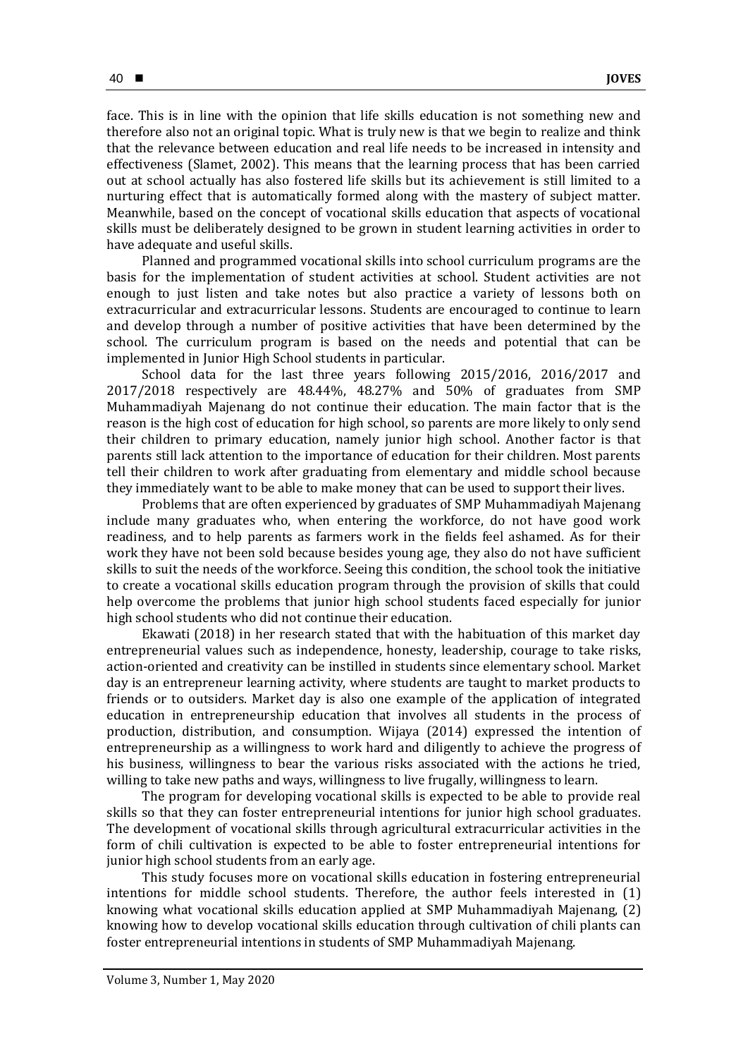face. This is in line with the opinion that life skills education is not something new and therefore also not an original topic. What is truly new is that we begin to realize and think that the relevance between education and real life needs to be increased in intensity and effectiveness (Slamet, 2002). This means that the learning process that has been carried out at school actually has also fostered life skills but its achievement is still limited to a nurturing effect that is automatically formed along with the mastery of subject matter. Meanwhile, based on the concept of vocational skills education that aspects of vocational skills must be deliberately designed to be grown in student learning activities in order to have adequate and useful skills.

Planned and programmed vocational skills into school curriculum programs are the basis for the implementation of student activities at school. Student activities are not enough to just listen and take notes but also practice a variety of lessons both on extracurricular and extracurricular lessons. Students are encouraged to continue to learn and develop through a number of positive activities that have been determined by the school. The curriculum program is based on the needs and potential that can be implemented in Junior High School students in particular.

School data for the last three years following 2015/2016, 2016/2017 and 2017/2018 respectively are 48.44%, 48.27% and 50% of graduates from SMP Muhammadiyah Majenang do not continue their education. The main factor that is the reason is the high cost of education for high school, so parents are more likely to only send their children to primary education, namely junior high school. Another factor is that parents still lack attention to the importance of education for their children. Most parents tell their children to work after graduating from elementary and middle school because they immediately want to be able to make money that can be used to support their lives.

Problems that are often experienced by graduates of SMP Muhammadiyah Majenang include many graduates who, when entering the workforce, do not have good work readiness, and to help parents as farmers work in the fields feel ashamed. As for their work they have not been sold because besides young age, they also do not have sufficient skills to suit the needs of the workforce. Seeing this condition, the school took the initiative to create a vocational skills education program through the provision of skills that could help overcome the problems that junior high school students faced especially for junior high school students who did not continue their education.

Ekawati (2018) in her research stated that with the habituation of this market day entrepreneurial values such as independence, honesty, leadership, courage to take risks, action-oriented and creativity can be instilled in students since elementary school. Market day is an entrepreneur learning activity, where students are taught to market products to friends or to outsiders. Market day is also one example of the application of integrated education in entrepreneurship education that involves all students in the process of production, distribution, and consumption. Wijaya (2014) expressed the intention of entrepreneurship as a willingness to work hard and diligently to achieve the progress of his business, willingness to bear the various risks associated with the actions he tried, willing to take new paths and ways, willingness to live frugally, willingness to learn.

The program for developing vocational skills is expected to be able to provide real skills so that they can foster entrepreneurial intentions for junior high school graduates. The development of vocational skills through agricultural extracurricular activities in the form of chili cultivation is expected to be able to foster entrepreneurial intentions for junior high school students from an early age.

This study focuses more on vocational skills education in fostering entrepreneurial intentions for middle school students. Therefore, the author feels interested in (1) knowing what vocational skills education applied at SMP Muhammadiyah Majenang, (2) knowing how to develop vocational skills education through cultivation of chili plants can foster entrepreneurial intentions in students of SMP Muhammadiyah Majenang.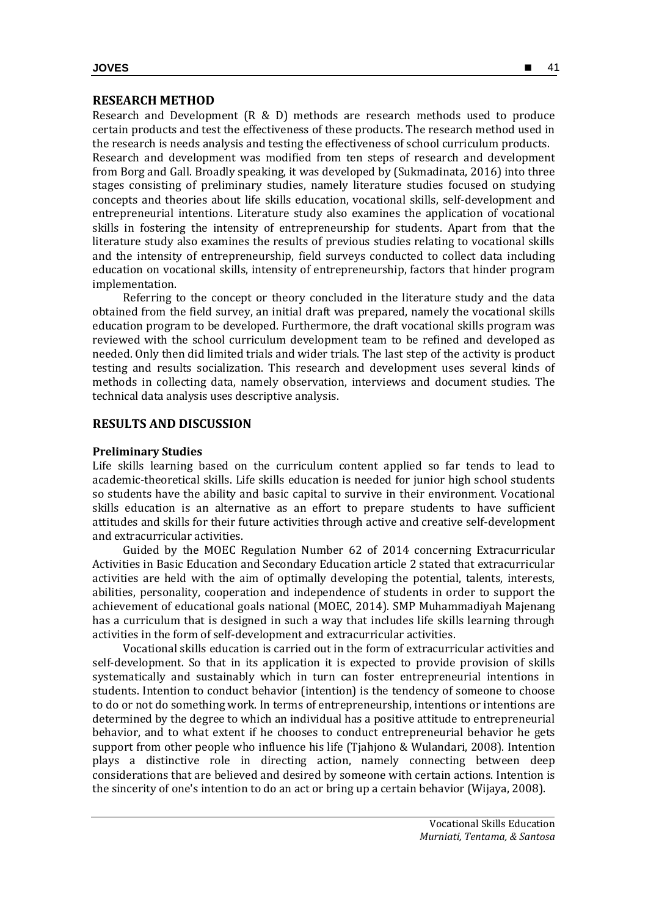## RESEARCH METHOD

Research and Development (R & D) methods are research methods used to produce certain products and test the effectiveness of these products. The research method used in the research is needs analysis and testing the effectiveness of school curriculum products. Research and development was modified from ten steps of research and development from Borg and Gall. Broadly speaking, it was developed by (Sukmadinata, 2016) into three stages consisting of preliminary studies, namely literature studies focused on studying concepts and theories about life skills education, vocational skills, self-development and entrepreneurial intentions. Literature study also examines the application of vocational skills in fostering the intensity of entrepreneurship for students. Apart from that the literature study also examines the results of previous studies relating to vocational skills and the intensity of entrepreneurship, field surveys conducted to collect data including education on vocational skills, intensity of entrepreneurship, factors that hinder program implementation.

Referring to the concept or theory concluded in the literature study and the data obtained from the field survey, an initial draft was prepared, namely the vocational skills education program to be developed. Furthermore, the draft vocational skills program was reviewed with the school curriculum development team to be refined and developed as needed. Only then did limited trials and wider trials. The last step of the activity is product testing and results socialization. This research and development uses several kinds of methods in collecting data, namely observation, interviews and document studies. The technical data analysis uses descriptive analysis.

## RESULTS AND DISCUSSION

### Preliminary Studies

Life skills learning based on the curriculum content applied so far tends to lead to academic-theoretical skills. Life skills education is needed for junior high school students so students have the ability and basic capital to survive in their environment. Vocational skills education is an alternative as an effort to prepare students to have sufficient attitudes and skills for their future activities through active and creative self-development and extracurricular activities.

Guided by the MOEC Regulation Number 62 of 2014 concerning Extracurricular Activities in Basic Education and Secondary Education article 2 stated that extracurricular activities are held with the aim of optimally developing the potential, talents, interests, abilities, personality, cooperation and independence of students in order to support the achievement of educational goals national (MOEC, 2014). SMP Muhammadiyah Majenang has a curriculum that is designed in such a way that includes life skills learning through activities in the form of self-development and extracurricular activities.

Vocational skills education is carried out in the form of extracurricular activities and self-development. So that in its application it is expected to provide provision of skills systematically and sustainably which in turn can foster entrepreneurial intentions in students. Intention to conduct behavior (intention) is the tendency of someone to choose to do or not do something work. In terms of entrepreneurship, intentions or intentions are determined by the degree to which an individual has a positive attitude to entrepreneurial behavior, and to what extent if he chooses to conduct entrepreneurial behavior he gets support from other people who influence his life (Tjahjono & Wulandari, 2008). Intention plays a distinctive role in directing action, namely connecting between deep considerations that are believed and desired by someone with certain actions. Intention is the sincerity of one's intention to do an act or bring up a certain behavior (Wijaya, 2008).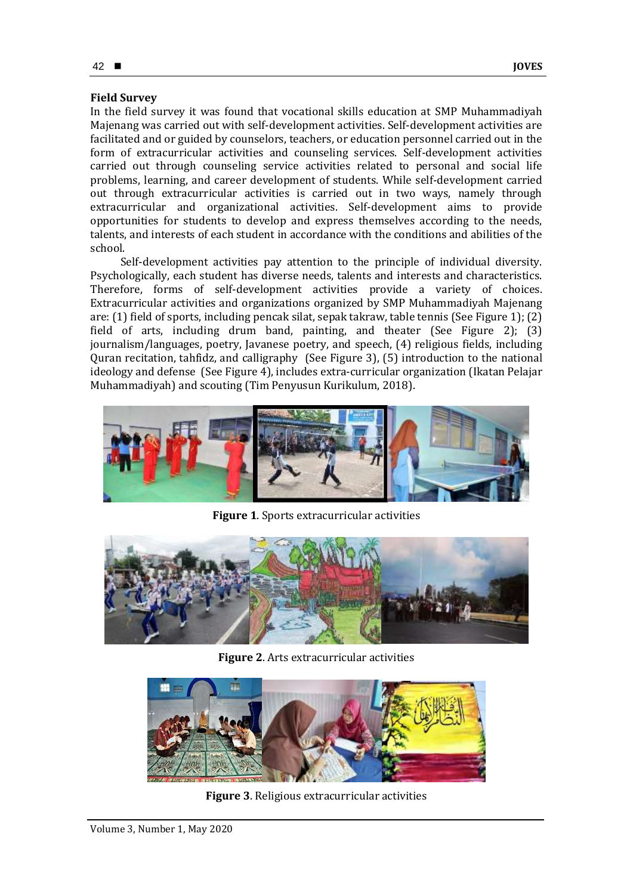**Field Survey**

In the field survey it was found that vocational skills education at SMP Muhammadiyah Majenang was carried out with self-development activities. Self-development activities are facilitated and or guided by counselors, teachers, or education personnel carried out in the form of extracurricular activities and counseling services. Self-development activities carried out through counseling service activities related to personal and social life problems, learning, and career development of students. While self-development carried out through extracurricular activities is carried out in two ways, namely through extracurricular and organizational activities. Self-development aims to provide opportunities for students to develop and express themselves according to the needs, talents, and interests of each student in accordance with the conditions and abilities of the school.

Self-development activities pay attention to the principle of individual diversity. Psychologically, each student has diverse needs, talents and interests and characteristics. Therefore, forms of self-development activities provide a variety of choices. Extracurricular activities and organizations organized by SMP Muhammadiyah Majenang are: (1) field of sports, including pencak silat, sepak takraw, table tennis (See Figure 1); (2) field of arts, including drum band, painting, and theater (See Figure 2); (3) journalism/languages, poetry, Javanese poetry, and speech, (4) religious fields, including Quran recitation, tahfidz, and calligraphy (See Figure 3), (5) introduction to the national ideology and defense (See Figure 4), includes extra-curricular organization (Ikatan Pelajar Muhammadiyah) and scouting (Tim Penyusun Kurikulum, 2018).

**Figure 1**. Sports extracurricular activities

**Figure 2**. Arts extracurricular activities

**Figure 3**. Religious extracurricular activities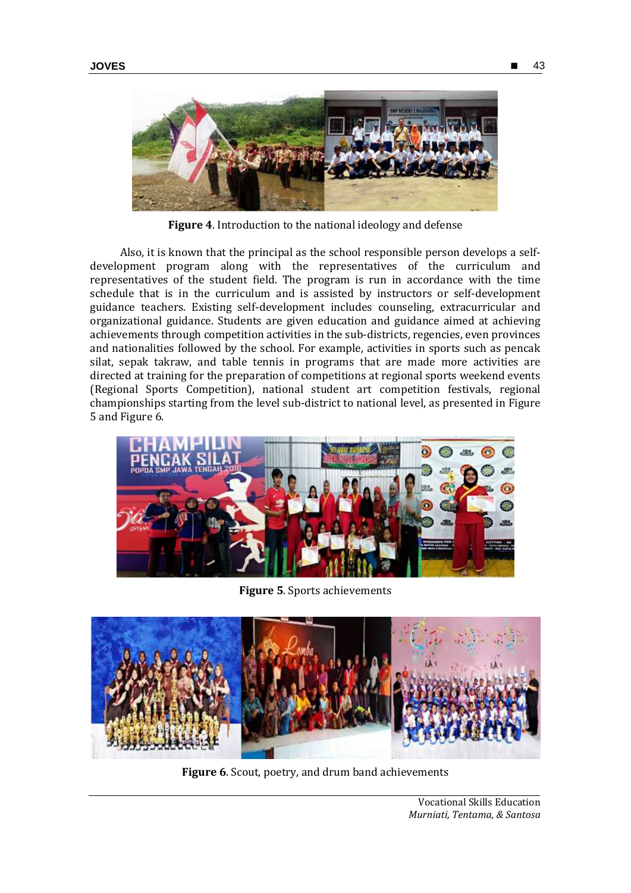**Figure 4**. Introduction to the national ideology and defense

Also, it is known that the principal as the school responsible person develops a self-development program along with the representatives of the curriculum and representatives of the student field. The program is run in accordance with the time schedule that is in the curriculum and is assisted by instructors or self-development guidance teachers. Existing self-development includes counseling, extracurricular and organizational guidance. Students are given education and guidance aimed at achieving achievements through competition activities in the sub-districts, regencies, even provinces and nationalities followed by the school. For example, activities in sports such as pencak silat, sepak takraw, and table tennis in programs that are made more activities are directed at training for the preparation of competitions at regional sports weekend events (Regional Sports Competition), national student art competition festivals, regional championships starting from the level sub-district to national level, as presented in Figure 5 and Figure 6.

**Figure 5**. Sports achievements

**Figure 6**. Scout, poetry, and drum band achievements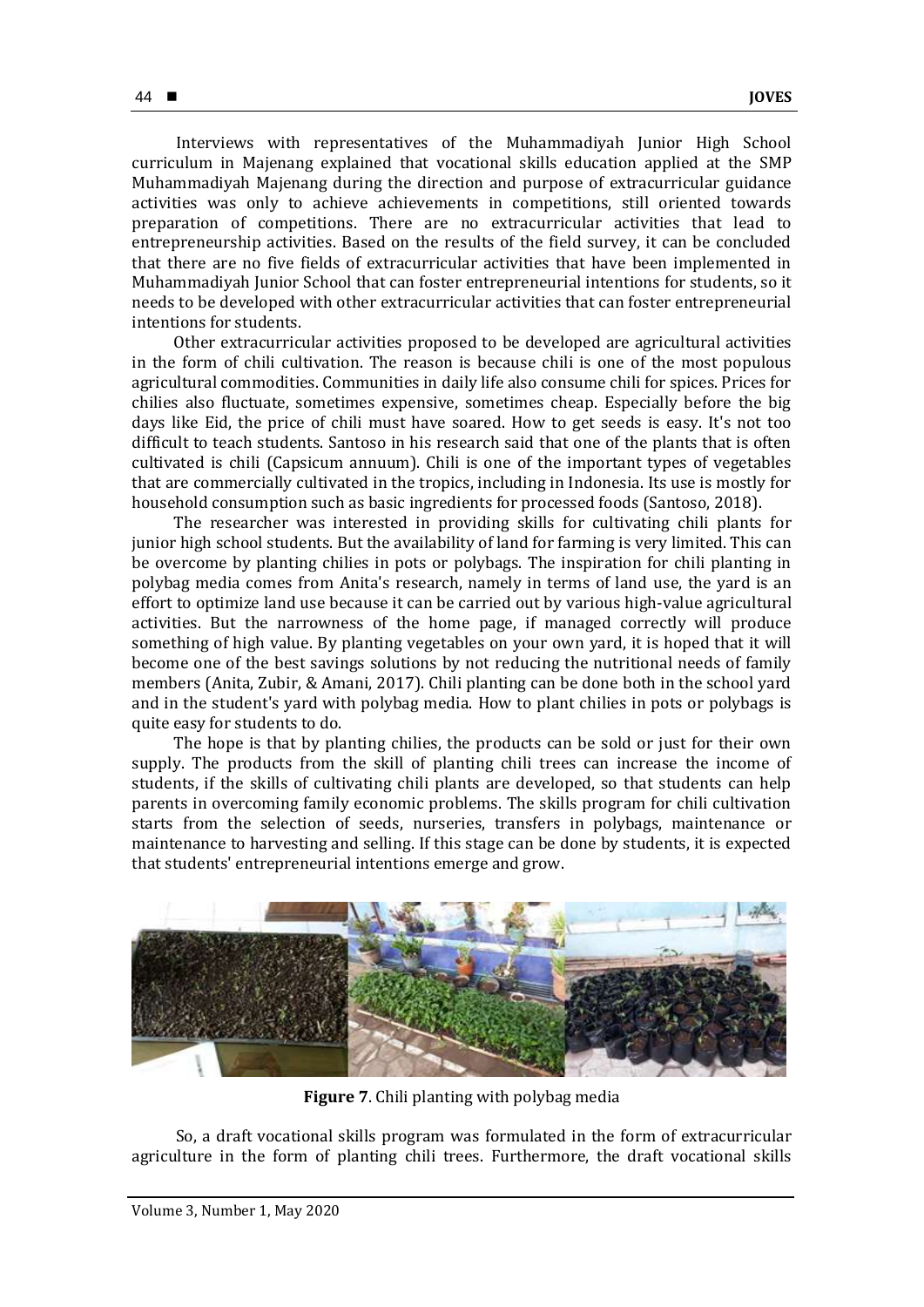Interviews with representatives of the Muhammadiyah Junior High School curriculum in Majenang explained that vocational skills education applied at the SMP Muhammadiyah Majenang during the direction and purpose of extracurricular guidance activities was only to achieve achievements in competitions, still oriented towards preparation of competitions. There are no extracurricular activities that lead to entrepreneurship activities. Based on the results of the field survey, it can be concluded that there are no five fields of extracurricular activities that have been implemented in Muhammadiyah Junior School that can foster entrepreneurial intentions for students, so it needs to be developed with other extracurricular activities that can foster entrepreneurial intentions for students.

Other extracurricular activities proposed to be developed are agricultural activities in the form of chili cultivation. The reason is because chili is one of the most populous agricultural commodities. Communities in daily life also consume chili for spices. Prices for chilies also fluctuate, sometimes expensive, sometimes cheap. Especially before the big days like Eid, the price of chili must have soared. How to get seeds is easy. It's not too difficult to teach students. Santoso in his research said that one of the plants that is often cultivated is chili (Capsicum annuum). Chili is one of the important types of vegetables that are commercially cultivated in the tropics, including in Indonesia. Its use is mostly for household consumption such as basic ingredients for processed foods (Santoso, 2018).

The researcher was interested in providing skills for cultivating chili plants for junior high school students. But the availability of land for farming is very limited. This can be overcome by planting chilies in pots or polybags. The inspiration for chili planting in polybag media comes from Anita's research, namely in terms of land use, the yard is an effort to optimize land use because it can be carried out by various high-value agricultural activities. But the narrowness of the home page, if managed correctly will produce something of high value. By planting vegetables on your own yard, it is hoped that it will become one of the best savings solutions by not reducing the nutritional needs of family members (Anita, Zubir, & Amani, 2017). Chili planting can be done both in the school yard and in the student's yard with polybag media. How to plant chilies in pots or polybags is quite easy for students to do.

The hope is that by planting chilies, the products can be sold or just for their own supply. The products from the skill of planting chili trees can increase the income of students, if the skills of cultivating chili plants are developed, so that students can help parents in overcoming family economic problems. The skills program for chili cultivation starts from the selection of seeds, nurseries, transfers in polybags, maintenance or maintenance to harvesting and selling. If this stage can be done by students, it is expected that students' entrepreneurial intentions emerge and grow.

**Figure 7**. Chili planting with polybag media

So, a draft vocational skills program was formulated in the form of extracurricular agriculture in the form of planting chili trees. Furthermore, the draft vocational skills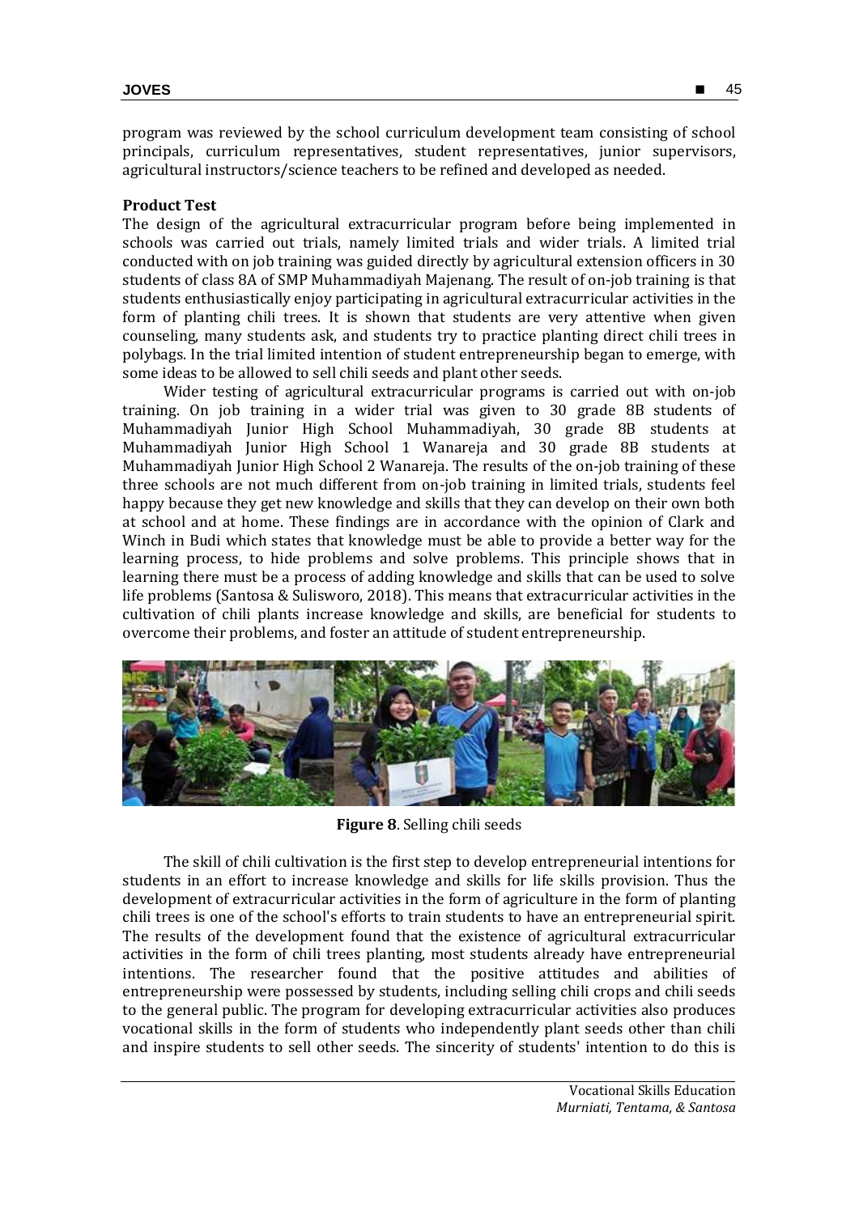program was reviewed by the school curriculum development team consisting of school principals, curriculum representatives, student representatives, junior supervisors, agricultural instructors/science teachers to be refined and developed as needed.

**Product Test**

The design of the agricultural extracurricular program before being implemented in schools was carried out trials, namely limited trials and wider trials. A limited trial conducted with on job training was guided directly by agricultural extension officers in 30 students of class 8A of SMP Muhammadiyah Majenang. The result of on-job training is that students enthusiastically enjoy participating in agricultural extracurricular activities in the form of planting chili trees. It is shown that students are very attentive when given counseling, many students ask, and students try to practice planting direct chili trees in polybags. In the trial limited intention of student entrepreneurship began to emerge, with some ideas to be allowed to sell chili seeds and plant other seeds.

Wider testing of agricultural extracurricular programs is carried out with on-job training. On job training in a wider trial was given to 30 grade 8B students of Muhammadiyah Junior High School Muhammadiyah, 30 grade 8B students at Muhammadiyah Junior High School 1 Wanareja and 30 grade 8B students at Muhammadiyah Junior High School 2 Wanareja. The results of the on-job training of these three schools are not much different from on-job training in limited trials, students feel happy because they get new knowledge and skills that they can develop on their own both at school and at home. These findings are in accordance with the opinion of Clark and Winch in Budi which states that knowledge must be able to provide a better way for the learning process, to hide problems and solve problems. This principle shows that in learning there must be a process of adding knowledge and skills that can be used to solve life problems (Santosa & Sulisworo, 2018). This means that extracurricular activities in the cultivation of chili plants increase knowledge and skills, are beneficial for students to overcome their problems, and foster an attitude of student entrepreneurship.

**Figure 8**. Selling chili seeds

The skill of chili cultivation is the first step to develop entrepreneurial intentions for students in an effort to increase knowledge and skills for life skills provision. Thus the development of extracurricular activities in the form of agriculture in the form of planting chili trees is one of the school's efforts to train students to have an entrepreneurial spirit. The results of the development found that the existence of agricultural extracurricular activities in the form of chili trees planting, most students already have entrepreneurial intentions. The researcher found that the positive attitudes and abilities of entrepreneurship were possessed by students, including selling chili crops and chili seeds to the general public. The program for developing extracurricular activities also produces vocational skills in the form of students who independently plant seeds other than chili and inspire students to sell other seeds. The sincerity of students' intention to do this is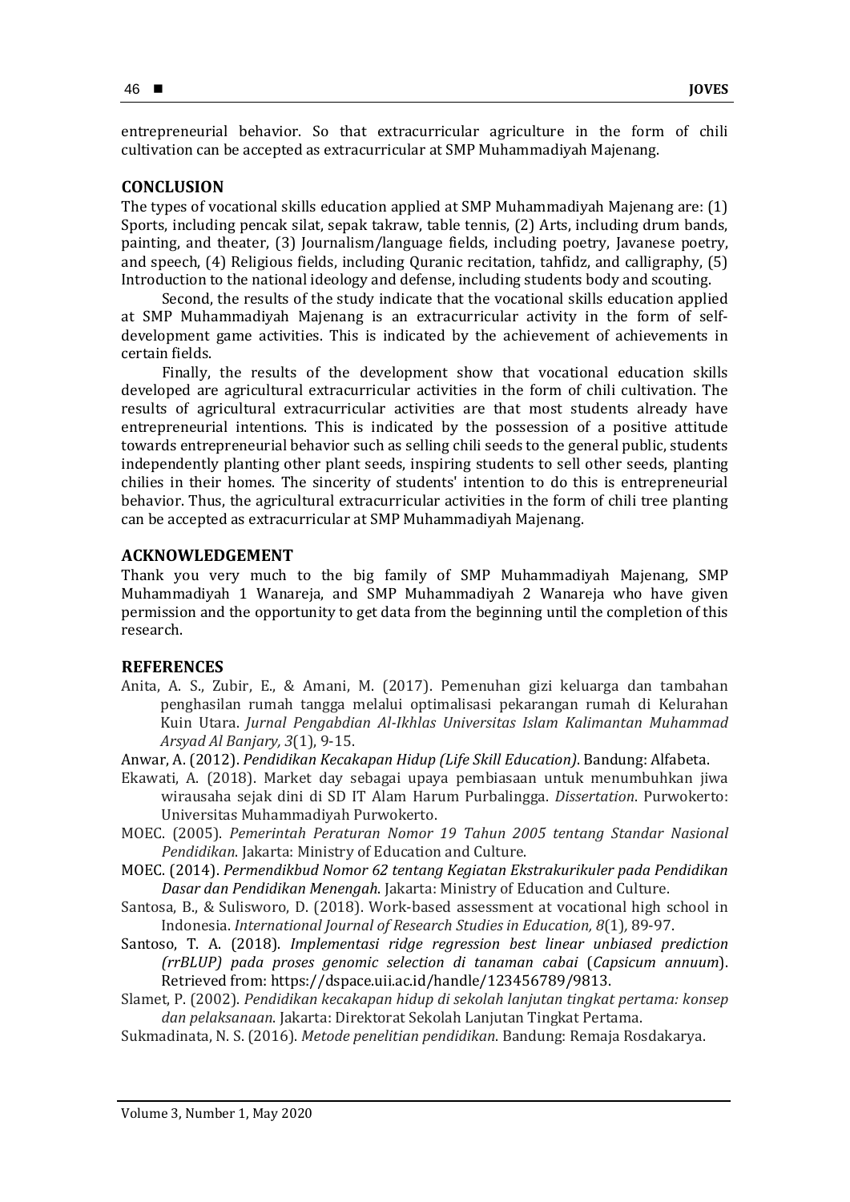entrepreneurial behavior. So that extracurricular agriculture in the form of chili cultivation can be accepted as extracurricular at SMP Muhammadiyah Majenang.

## CONCLUSION

The types of vocational skills education applied at SMP Muhammadiyah Majenang are: (1) Sports, including pencak silat, sepak takraw, table tennis, (2) Arts, including drum bands, painting, and theater, (3) Journalism/language fields, including poetry, Javanese poetry, and speech, (4) Religious fields, including Quranic recitation, tahfidz, and calligraphy, (5) Introduction to the national ideology and defense, including students body and scouting.

Second, the results of the study indicate that the vocational skills education applied at SMP Muhammadiyah Majenang is an extracurricular activity in the form of self-development game activities. This is indicated by the achievement of achievements in certain fields.

Finally, the results of the development show that vocational education skills developed are agricultural extracurricular activities in the form of chili cultivation. The results of agricultural extracurricular activities are that most students already have entrepreneurial intentions. This is indicated by the possession of a positive attitude towards entrepreneurial behavior such as selling chili seeds to the general public, students independently planting other plant seeds, inspiring students to sell other seeds, planting chilies in their homes. The sincerity of students' intention to do this is entrepreneurial behavior. Thus, the agricultural extracurricular activities in the form of chili tree planting can be accepted as extracurricular at SMP Muhammadiyah Majenang.

## ACKNOWLEDGEMENT

Thank you very much to the big family of SMP Muhammadiyah Majenang, SMP Muhammadiyah 1 Wanareja, and SMP Muhammadiyah 2 Wanareja who have given permission and the opportunity to get data from the beginning until the completion of this research.

## REFERENCES

Anita, A. S., Zubir, E., & Amani, M. (2017). Pemenuhan gizi keluarga dan tambahan penghasilan rumah tangga melalui optimalisasi pekarangan rumah di Kelurahan Kuin Utara. *Jurnal Pengabdian Al-Ikhlas Universitas Islam Kalimantan Muhammad Arsyad Al Banjary, 3*(1), 9-15.

Anwar, A. (2012). *Pendidikan Kecakapan Hidup (Life Skill Education)*. Bandung: Alfabeta.

Ekawati, A. (2018). Market day sebagai upaya pembiasaan untuk menumbuhkan jiwa wirausaha sejak dini di SD IT Alam Harum Purbalingga. *Dissertation*. Purwokerto: Universitas Muhammadiyah Purwokerto.

MOEC. (2005). *Pemerintah Peraturan Nomor 19 Tahun 2005 tentang Standar Nasional Pendidikan*. Jakarta: Ministry of Education and Culture.

MOEC. (2014). *Permendikbud Nomor 62 tentang Kegiatan Ekstrakurikuler pada Pendidikan Dasar dan Pendidikan Menengah*. Jakarta: Ministry of Education and Culture.

Santosa, B., & Sulisworo, D. (2018). Work-based assessment at vocational high school in Indonesia. *International Journal of Research Studies in Education, 8*(1), 89-97.

Santoso, T. A. (2018). *Implementasi ridge regression best linear unbiased prediction (rrBLUP) pada proses genomic selection di tanaman cabai* (*Capsicum annuum*). Retrieved from: https://dspace.uii.ac.id/handle/123456789/9813.

Slamet, P. (2002). *Pendidikan kecakapan hidup di sekolah lanjutan tingkat pertama: konsep dan pelaksanaan*. Jakarta: Direktorat Sekolah Lanjutan Tingkat Pertama.

Sukmadinata, N. S. (2016). *Metode penelitian pendidikan*. Bandung: Remaja Rosdakarya.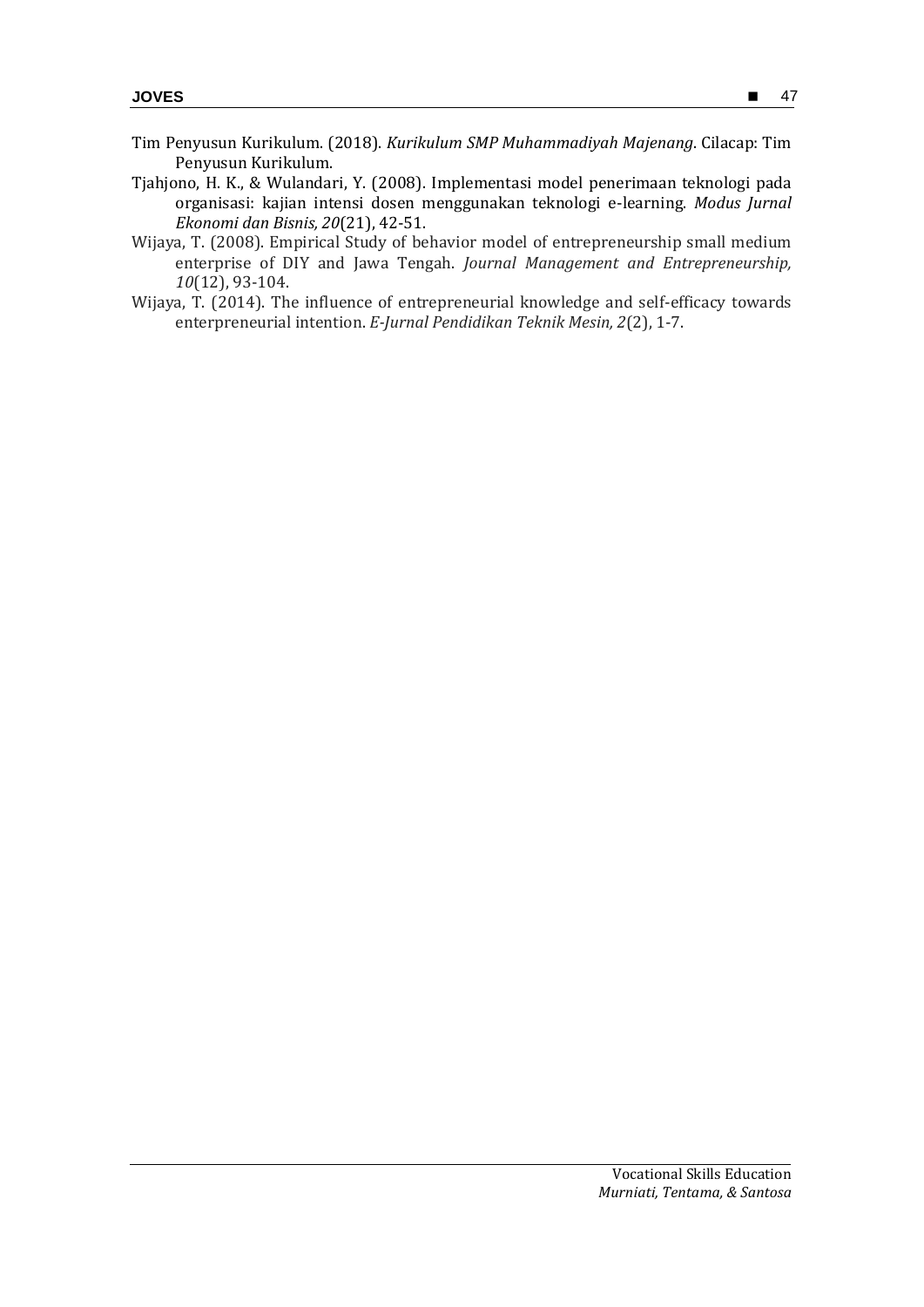Tim Penyusun Kurikulum. (2018). *Kurikulum SMP Muhammadiyah Majenang*. Cilacap: Tim Penyusun Kurikulum.

Tjahjono, H. K., & Wulandari, Y. (2008). Implementasi model penerimaan teknologi pada organisasi: kajian intensi dosen menggunakan teknologi e-learning. *Modus Jurnal Ekonomi dan Bisnis, 20*(21), 42-51.

Wijaya, T. (2008). Empirical Study of behavior model of entrepreneurship small medium enterprise of DIY and Jawa Tengah. *Journal Management and Entrepreneurship, 10*(12), 93-104.

Wijaya, T. (2014). The influence of entrepreneurial knowledge and self-efficacy towards enterpreneurial intention. *E-Jurnal Pendidikan Teknik Mesin, 2*(2), 1-7.